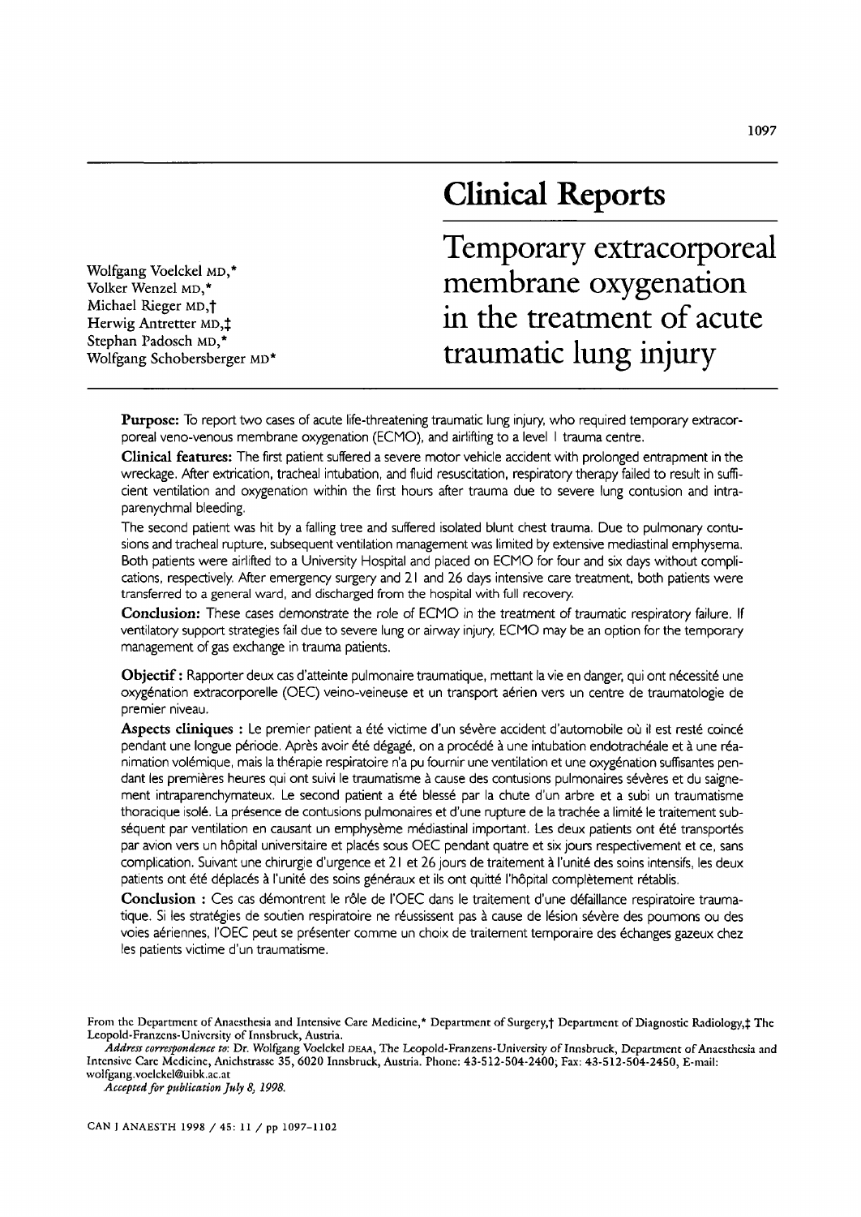## Clinical Reports

# Temporary extracorporeal membrane oxygenation in the treatment of acute traumatic lung injury

Wolfgang Voelckel MD,*
Volker Wenzel MD,*
Michael Rieger MD,†
Herwig Antretter MD,‡
Stephan Padosch MD,*
Wolfgang Schobersberger MD*

**Purpose:** To report two cases of acute life-threatening traumatic lung injury, who required temporary extracorporeal veno-venous membrane oxygenation (ECMO), and airlifting to a level I trauma centre.

**Clinical features:** The first patient suffered a severe motor vehicle accident with prolonged entrapment in the wreckage. After extrication, tracheal intubation, and fluid resuscitation, respiratory therapy failed to result in sufficient ventilation and oxygenation within the first hours after trauma due to severe lung contusion and intraparenchymal bleeding.

The second patient was hit by a falling tree and suffered isolated blunt chest trauma. Due to pulmonary contusions and tracheal rupture, subsequent ventilation management was limited by extensive mediastinal emphysema. Both patients were airlifted to a University Hospital and placed on ECMO for four and six days without complications, respectively. After emergency surgery and 21 and 26 days intensive care treatment, both patients were transferred to a general ward, and discharged from the hospital with full recovery.

**Conclusion:** These cases demonstrate the role of ECMO in the treatment of traumatic respiratory failure. If ventilatory support strategies fail due to severe lung or airway injury, ECMO may be an option for the temporary management of gas exchange in trauma patients.

**Objectif :** Rapporter deux cas d'atteinte pulmonaire traumatique, mettant la vie en danger, qui ont nécessité une oxygénation extracorporelle (OEC) veino-veineuse et un transport aérien vers un centre de traumatologie de premier niveau.

**Aspects cliniques :** Le premier patient a été victime d'un sévère accident d'automobile où il est resté coincé pendant une longue période. Après avoir été dégagé, on a procédé à une intubation endotrachéale et à une réanimation volémique, mais la thérapie respiratoire n'a pu fournir une ventilation et une oxygénation suffisantes pendant les premières heures qui ont suivi le traumatisme à cause des contusions pulmonaires sévères et du saignement intraparenchymateux. Le second patient a été blessé par la chute d'un arbre et a subi un traumatisme thoracique isolé. La présence de contusions pulmonaires et d'une rupture de la trachée a limité le traitement subséquent par ventilation en causant un emphysème médiastinal important. Les deux patients ont été transportés par avion vers un hôpital universitaire et placés sous OEC pendant quatre et six jours respectivement et ce, sans complication. Suivant une chirurgie d'urgence et 21 et 26 jours de traitement à l'unité des soins intensifs, les deux patients ont été déplacés à l'unité des soins généraux et ils ont quitté l'hôpital complètement rétablis.

**Conclusion :** Ces cas démontrent le rôle de l'OEC dans le traitement d'une défaillance respiratoire traumatique. Si les stratégies de soutien respiratoire ne réussissent pas à cause de lésion sévère des poumons ou des voies aériennes, l'OEC peut se présenter comme un choix de traitement temporaire des échanges gazeux chez les patients victime d'un traumatisme.

From the Department of Anaesthesia and Intensive Care Medicine,* Department of Surgery,† Department of Diagnostic Radiology,‡ The Leopold-Franzens-University of Innsbruck, Austria.

*Address correspondence to:* Dr. Wolfgang Voelckel DEAA, The Leopold-Franzens-University of Innsbruck, Department of Anaesthesia and Intensive Care Medicine, Anichstrasse 35, 6020 Innsbruck, Austria. Phone: 43-512-504-2400; Fax: 43-512-504-2450, E-mail: wolfgang.voelckel@uibk.ac.at

*Accepted for publication July 8, 1998.*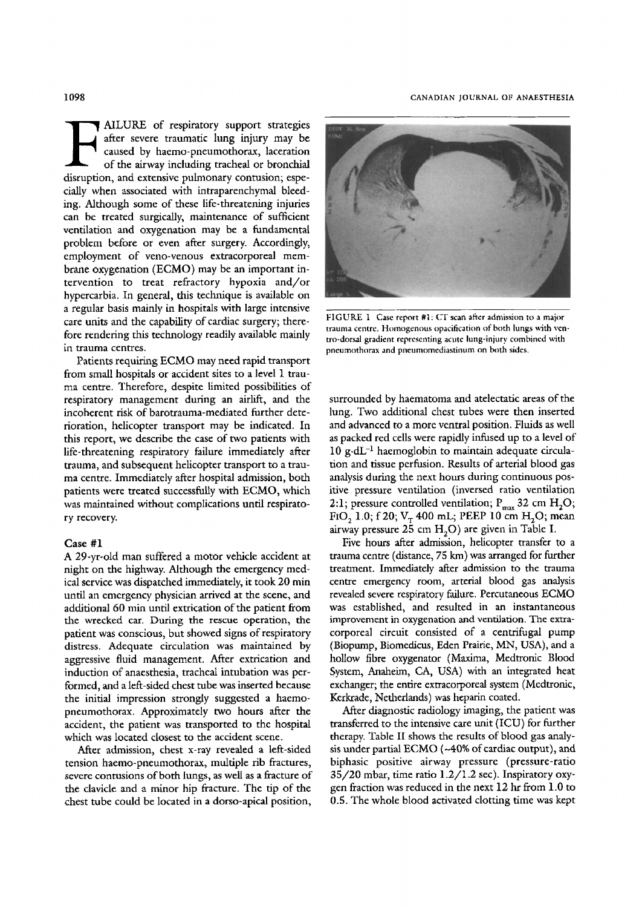FAILURE of respiratory support strategies after severe traumatic lung injury may be caused by haemo-pneumothorax, laceration of the airway including tracheal or bronchial disruption, and extensive pulmonary contusion; especially when associated with intraparenchymal bleeding. Although some of these life-threatening injuries can be treated surgically, maintenance of sufficient ventilation and oxygenation may be a fundamental problem before or even after surgery. Accordingly, employment of veno-venous extracorporeal membrane oxygenation (ECMO) may be an important intervention to treat refractory hypoxia and/or hypercarbia. In general, this technique is available on a regular basis mainly in hospitals with large intensive care units and the capability of cardiac surgery; therefore rendering this technology readily available mainly in trauma centres.

Patients requiring ECMO may need rapid transport from small hospitals or accident sites to a level 1 trauma centre. Therefore, despite limited possibilities of respiratory management during an airlift, and the incoherent risk of barotrauma-mediated further deterioration, helicopter transport may be indicated. In this report, we describe the case of two patients with life-threatening respiratory failure immediately after trauma, and subsequent helicopter transport to a trauma centre. Immediately after hospital admission, both patients were treated successfully with ECMO, which was maintained without complications until respiratory recovery.

## Case #1

A 29-yr-old man suffered a motor vehicle accident at night on the highway. Although the emergency medical service was dispatched immediately, it took 20 min until an emergency physician arrived at the scene, and additional 60 min until extrication of the patient from the wrecked car. During the rescue operation, the patient was conscious, but showed signs of respiratory distress. Adequate circulation was maintained by aggressive fluid management. After extrication and induction of anaesthesia, tracheal intubation was performed, and a left-sided chest tube was inserted because the initial impression strongly suggested a haemo-pneumothorax. Approximately two hours after the accident, the patient was transported to the hospital which was located closest to the accident scene.

After admission, chest x-ray revealed a left-sided tension haemo-pneumothorax, multiple rib fractures, severe contusions of both lungs, as well as a fracture of the clavicle and a minor hip fracture. The tip of the chest tube could be located in a dorso-apical position, surrounded by haematoma and atelectatic areas of the lung. Two additional chest tubes were then inserted and advanced to a more ventral position. Fluids as well as packed red cells were rapidly infused up to a level of 10 $g \cdot dL^{-1}$ haemoglobin to maintain adequate circulation and tissue perfusion. Results of arterial blood gas analysis during the next hours during continuous positive pressure ventilation (inversed ratio ventilation 2:1; pressure controlled ventilation; $P_{max}$ 32 cm $H_2O$; $FiO_2$ 1.0; f 20; $V_T$ 400 mL; PEEP 10 cm $H_2O$; mean airway pressure 25 cm $H_2O$) are given in Table I.

FIGURE 1 Case report #1: CT scan after admission to a major trauma centre. Homogenous opacification of both lungs with ventro-dorsal gradient representing acute lung-injury combined with pneumothorax and pneumomediastinum on both sides.

Five hours after admission, helicopter transfer to a trauma centre (distance, 75 km) was arranged for further treatment. Immediately after admission to the trauma centre emergency room, arterial blood gas analysis revealed severe respiratory failure. Percutaneous ECMO was established, and resulted in an instantaneous improvement in oxygenation and ventilation. The extracorporeal circuit consisted of a centrifugal pump (Biopump, Biomedicus, Eden Prairie, MN, USA), and a hollow fibre oxygenator (Maxima, Medtronic Blood System, Anaheim, CA, USA) with an integrated heat exchanger; the entire extracorporeal system (Medtronic, Kerkrade, Netherlands) was heparin coated.

After diagnostic radiology imaging, the patient was transferred to the intensive care unit (ICU) for further therapy. Table II shows the results of blood gas analysis under partial ECMO (~40% of cardiac output), and biphasic positive airway pressure (pressure-ratio 35/20 mbar, time ratio 1.2/1.2 sec). Inspiratory oxygen fraction was reduced in the next 12 hr from 1.0 to 0.5. The whole blood activated clotting time was kept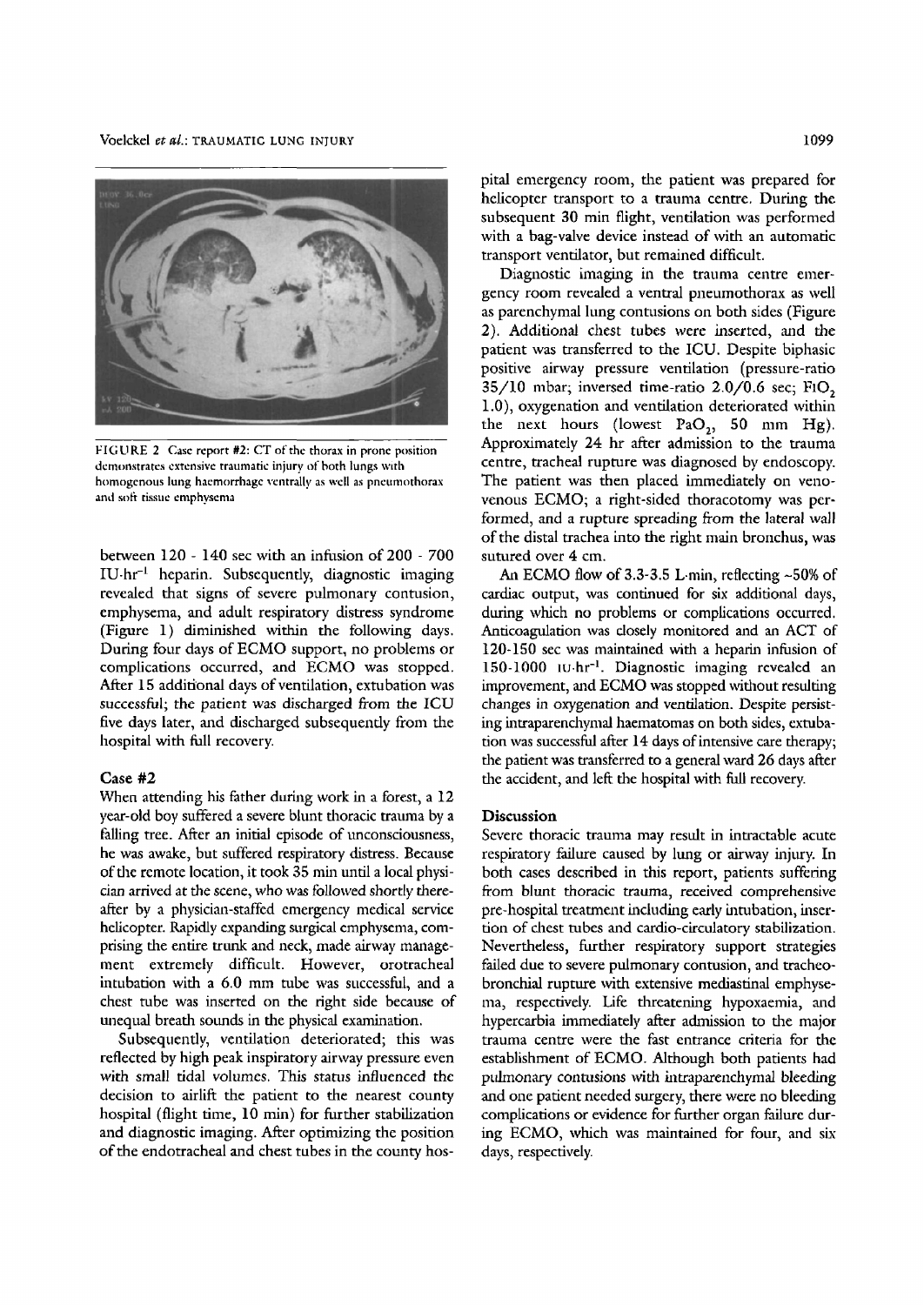FIGURE 2 Case report #2: CT of the thorax in prone position demonstrates extensive traumatic injury of both lungs with homogenous lung haemorrhage ventrally as well as pneumothorax and soft tissue emphysema

between 120 - 140 sec with an infusion of 200 - 700 $IU \cdot hr^{-1}$ heparin. Subsequently, diagnostic imaging revealed that signs of severe pulmonary contusion, emphysema, and adult respiratory distress syndrome (Figure 1) diminished within the following days. During four days of ECMO support, no problems or complications occurred, and ECMO was stopped. After 15 additional days of ventilation, extubation was successful; the patient was discharged from the ICU five days later, and discharged subsequently from the hospital with full recovery.

### Case #2

When attending his father during work in a forest, a 12 year-old boy suffered a severe blunt thoracic trauma by a falling tree. After an initial episode of unconsciousness, he was awake, but suffered respiratory distress. Because of the remote location, it took 35 min until a local physician arrived at the scene, who was followed shortly thereafter by a physician-staffed emergency medical service helicopter. Rapidly expanding surgical emphysema, comprising the entire trunk and neck, made airway management extremely difficult. However, orotracheal intubation with a 6.0 mm tube was successful, and a chest tube was inserted on the right side because of unequal breath sounds in the physical examination.

Subsequently, ventilation deteriorated; this was reflected by high peak inspiratory airway pressure even with small tidal volumes. This status influenced the decision to airlift the patient to the nearest county hospital (flight time, 10 min) for further stabilization and diagnostic imaging. After optimizing the position of the endotracheal and chest tubes in the county hospital emergency room, the patient was prepared for helicopter transport to a trauma centre. During the subsequent 30 min flight, ventilation was performed with a bag-valve device instead of with an automatic transport ventilator, but remained difficult.

Diagnostic imaging in the trauma centre emergency room revealed a ventral pneumothorax as well as parenchymal lung contusions on both sides (Figure 2). Additional chest tubes were inserted, and the patient was transferred to the ICU. Despite biphasic positive airway pressure ventilation (pressure-ratio 35/10 mbar; inversed time-ratio 2.0/0.6 sec; $FiO_2$ 1.0), oxygenation and ventilation deteriorated within the next hours (lowest $PaO_2$, 50 mm Hg). Approximately 24 hr after admission to the trauma centre, tracheal rupture was diagnosed by endoscopy. The patient was then placed immediately on venovenous ECMO; a right-sided thoracotomy was performed, and a rupture spreading from the lateral wall of the distal trachea into the right main bronchus, was sutured over 4 cm.

An ECMO flow of 3.3-3.5 $L \cdot min$, reflecting ~50% of cardiac output, was continued for six additional days, during which no problems or complications occurred. Anticoagulation was closely monitored and an ACT of 120-150 sec was maintained with a heparin infusion of 150-1000 $IU \cdot hr^{-1}$. Diagnostic imaging revealed an improvement, and ECMO was stopped without resulting changes in oxygenation and ventilation. Despite persisting intraparenchymal haematomas on both sides, extubation was successful after 14 days of intensive care therapy; the patient was transferred to a general ward 26 days after the accident, and left the hospital with full recovery.

## Discussion

Severe thoracic trauma may result in intractable acute respiratory failure caused by lung or airway injury. In both cases described in this report, patients suffering from blunt thoracic trauma, received comprehensive pre-hospital treatment including early intubation, insertion of chest tubes and cardio-circulatory stabilization. Nevertheless, further respiratory support strategies failed due to severe pulmonary contusion, and tracheobronchial rupture with extensive mediastinal emphysema, respectively. Life threatening hypoxaemia, and hypercarbia immediately after admission to the major trauma centre were the fast entrance criteria for the establishment of ECMO. Although both patients had pulmonary contusions with intraparenchymal bleeding and one patient needed surgery, there were no bleeding complications or evidence for further organ failure during ECMO, which was maintained for four, and six days, respectively.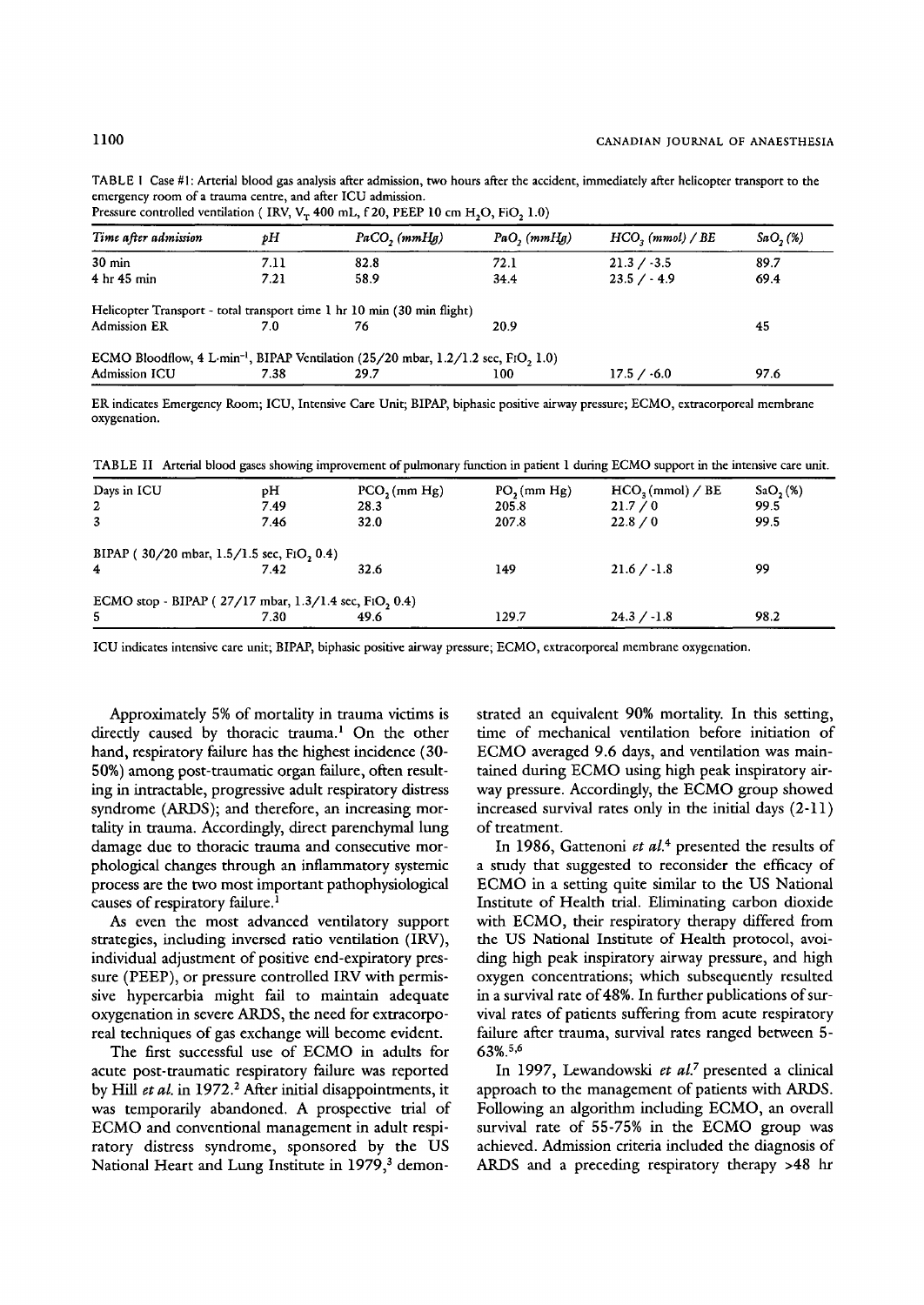TABLE I Case #1: Arterial blood gas analysis after admission, two hours after the accident, immediately after helicopter transport to the emergency room of a trauma centre, and after ICU admission.
Pressure controlled ventilation ( IRV, $V_T$ 400 mL, f 20, PEEP 10 cm $H_2O$, $FiO_2$ 1.0)

| *Time after admission* | *pH* | *$PaCO_2$ (mmHg)* | *$PaO_2$ (mmHg)* | *$HCO_3$ (mmol) / BE* | *$SaO_2$ (%)* |
|---|---|---|---|---|---|
| 30 min | 7.11 | 82.8 | 72.1 | 21.3 / -3.5 | 89.7 |
| 4 hr 45 min | 7.21 | 58.9 | 34.4 | 23.5 / - 4.9 | 69.4 |
| Helicopter Transport - total transport time 1 hr 10 min (30 min flight) | | | | | |
| Admission ER | 7.0 | 76 | 20.9 | | 45 |
| ECMO Bloodflow, 4 L·min$^{-1}$, BIPAP Ventilation (25/20 mbar, 1.2/1.2 sec, $FiO_2$ 1.0) | | | | | |
| Admission ICU | 7.38 | 29.7 | 100 | 17.5 / -6.0 | 97.6 |

ER indicates Emergency Room; ICU, Intensive Care Unit; BIPAP, biphasic positive airway pressure; ECMO, extracorporeal membrane oxygenation.

TABLE II Arterial blood gases showing improvement of pulmonary function in patient 1 during ECMO support in the intensive care unit.

| Days in ICU | pH | $PCO_2$ (mm Hg) | $PO_2$ (mm Hg) | $HCO_3$ (mmol) / BE | $SaO_2$ (%) |
|---|---|---|---|---|---|
| 2 | 7.49 | 28.3 | 205.8 | 21.7 / 0 | 99.5 |
| 3 | 7.46 | 32.0 | 207.8 | 22.8 / 0 | 99.5 |
| BIPAP ( 30/20 mbar, 1.5/1.5 sec, $FiO_2$ 0.4) | | | | | |
| 4 | 7.42 | 32.6 | 149 | 21.6 / -1.8 | 99 |
| ECMO stop - BIPAP ( 27/17 mbar, 1.3/1.4 sec, $FiO_2$ 0.4) | | | | | |
| 5 | 7.30 | 49.6 | 129.7 | 24.3 / -1.8 | 98.2 |

ICU indicates intensive care unit; BIPAP, biphasic positive airway pressure; ECMO, extracorporeal membrane oxygenation.

Approximately 5% of mortality in trauma victims is directly caused by thoracic trauma.[1] On the other hand, respiratory failure has the highest incidence (30-50%) among post-traumatic organ failure, often resulting in intractable, progressive adult respiratory distress syndrome (ARDS); and therefore, an increasing mortality in trauma. Accordingly, direct parenchymal lung damage due to thoracic trauma and consecutive morphological changes through an inflammatory systemic process are the two most important pathophysiological causes of respiratory failure.[1]

As even the most advanced ventilatory support strategies, including inversed ratio ventilation (IRV), individual adjustment of positive end-expiratory pressure (PEEP), or pressure controlled IRV with permissive hypercarbia might fail to maintain adequate oxygenation in severe ARDS, the need for extracorporeal techniques of gas exchange will become evident.

The first successful use of ECMO in adults for acute post-traumatic respiratory failure was reported by Hill *et al.* in 1972.[2] After initial disappointments, it was temporarily abandoned. A prospective trial of ECMO and conventional management in adult respiratory distress syndrome, sponsored by the US National Heart and Lung Institute in 1979,[3] demonstrated an equivalent 90% mortality. In this setting, time of mechanical ventilation before initiation of ECMO averaged 9.6 days, and ventilation was maintained during ECMO using high peak inspiratory airway pressure. Accordingly, the ECMO group showed increased survival rates only in the initial days (2-11) of treatment.

In 1986, Gattenoni *et al.*[4] presented the results of a study that suggested to reconsider the efficacy of ECMO in a setting quite similar to the US National Institute of Health trial. Eliminating carbon dioxide with ECMO, their respiratory therapy differed from the US National Institute of Health protocol, avoiding high peak inspiratory airway pressure, and high oxygen concentrations; which subsequently resulted in a survival rate of 48%. In further publications of survival rates of patients suffering from acute respiratory failure after trauma, survival rates ranged between 5-63%.[5,6]

In 1997, Lewandowski *et al.*[7] presented a clinical approach to the management of patients with ARDS. Following an algorithm including ECMO, an overall survival rate of 55-75% in the ECMO group was achieved. Admission criteria included the diagnosis of ARDS and a preceding respiratory therapy >48 hr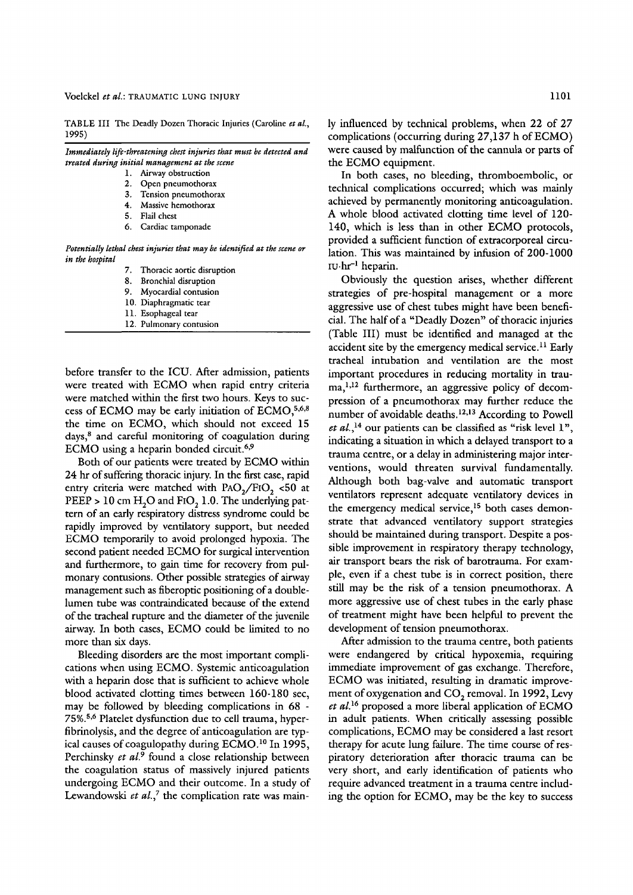TABLE III The Deadly Dozen Thoracic Injuries (Caroline *et al.*, 1995)

| |
|---|
| *Immediately life-threatening chest injuries that must be detected and treated during initial management at the scene* |
| 1. Airway obstruction |
| 2. Open pneumothorax |
| 3. Tension pneumothorax |
| 4. Massive hemothorax |
| 5. Flail chest |
| 6. Cardiac tamponade |
| *Potentially lethal chest injuries that may be identified at the scene or in the hospital* |
| 7. Thoracic aortic disruption |
| 8. Bronchial disruption |
| 9. Myocardial contusion |
| 10. Diaphragmatic tear |
| 11. Esophageal tear |
| 12. Pulmonary contusion |

before transfer to the ICU. After admission, patients were treated with ECMO when rapid entry criteria were matched within the first two hours. Keys to success of ECMO may be early initiation of ECMO,[5,6,8] the time on ECMO, which should not exceed 15 days,[8] and careful monitoring of coagulation during ECMO using a heparin bonded circuit.[6,9]

Both of our patients were treated by ECMO within 24 hr of suffering thoracic injury. In the first case, rapid entry criteria were matched with $PaO_2/FiO_2$ <50 at PEEP > 10 cm $H_2O$ and $FiO_2$ 1.0. The underlying pattern of an early respiratory distress syndrome could be rapidly improved by ventilatory support, but needed ECMO temporarily to avoid prolonged hypoxia. The second patient needed ECMO for surgical intervention and furthermore, to gain time for recovery from pulmonary contusions. Other possible strategies of airway management such as fiberoptic positioning of a double-lumen tube was contraindicated because of the extend of the tracheal rupture and the diameter of the juvenile airway. In both cases, ECMO could be limited to no more than six days.

Bleeding disorders are the most important complications when using ECMO. Systemic anticoagulation with a heparin dose that is sufficient to achieve whole blood activated clotting times between 160-180 sec, may be followed by bleeding complications in 68 - 75%.[5,6] Platelet dysfunction due to cell trauma, hyperfibrinolysis, and the degree of anticoagulation are typical causes of coagulopathy during ECMO.[10] In 1995, Perchinsky *et al.*[9] found a close relationship between the coagulation status of massively injured patients undergoing ECMO and their outcome. In a study of Lewandowski *et al.*,[7] the complication rate was mainly influenced by technical problems, when 22 of 27 complications (occurring during 27,137 h of ECMO) were caused by malfunction of the cannula or parts of the ECMO equipment.

In both cases, no bleeding, thromboembolic, or technical complications occurred; which was mainly achieved by permanently monitoring anticoagulation. A whole blood activated clotting time level of 120-140, which is less than in other ECMO protocols, provided a sufficient function of extracorporeal circulation. This was maintained by infusion of 200-1000 $IU \cdot hr^{-1}$ heparin.

Obviously the question arises, whether different strategies of pre-hospital management or a more aggressive use of chest tubes might have been beneficial. The half of a "Deadly Dozen" of thoracic injuries (Table III) must be identified and managed at the accident site by the emergency medical service.[11] Early tracheal intubation and ventilation are the most important procedures in reducing mortality in trauma,[1,12] furthermore, an aggressive policy of decompression of a pneumothorax may further reduce the number of avoidable deaths.[12,13] According to Powell *et al.*,[14] our patients can be classified as "risk level 1", indicating a situation in which a delayed transport to a trauma centre, or a delay in administering major interventions, would threaten survival fundamentally. Although both bag-valve and automatic transport ventilators represent adequate ventilatory devices in the emergency medical service,[15] both cases demonstrate that advanced ventilatory support strategies should be maintained during transport. Despite a possible improvement in respiratory therapy technology, air transport bears the risk of barotrauma. For example, even if a chest tube is in correct position, there still may be the risk of a tension pneumothorax. A more aggressive use of chest tubes in the early phase of treatment might have been helpful to prevent the development of tension pneumothorax.

After admission to the trauma centre, both patients were endangered by critical hypoxemia, requiring immediate improvement of gas exchange. Therefore, ECMO was initiated, resulting in dramatic improvement of oxygenation and $CO_2$ removal. In 1992, Levy *et al.*[16] proposed a more liberal application of ECMO in adult patients. When critically assessing possible complications, ECMO may be considered a last resort therapy for acute lung failure. The time course of respiratory deterioration after thoracic trauma can be very short, and early identification of patients who require advanced treatment in a trauma centre including the option for ECMO, may be the key to success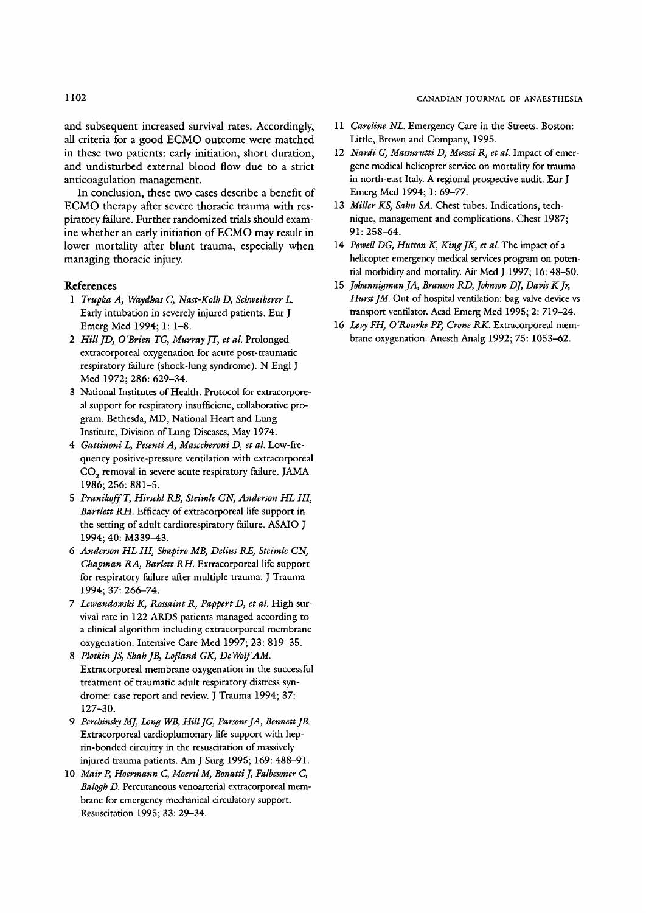and subsequent increased survival rates. Accordingly, all criteria for a good ECMO outcome were matched in these two patients: early initiation, short duration, and undisturbed external blood flow due to a strict anticoagulation management.

In conclusion, these two cases describe a benefit of ECMO therapy after severe thoracic trauma with respiratory failure. Further randomized trials should examine whether an early initiation of ECMO may result in lower mortality after blunt trauma, especially when managing thoracic injury.

## References

1. *Trupka A, Waydhas C, Nast-Kolb D, Schweiberer L.* Early intubation in severely injured patients. Eur J Emerg Med 1994; 1: 1–8.
2. *Hill JD, O'Brien TG, Murray JT, et al.* Prolonged extracorporeal oxygenation for acute post-traumatic respiratory failure (shock-lung syndrome). N Engl J Med 1972; 286: 629–34.
3. National Institutes of Health. Protocol for extracorporeal support for respiratory insufficienc, collaborative program. Bethesda, MD, National Heart and Lung Institute, Division of Lung Diseases, May 1974.
4. *Gattinoni L, Pesenti A, Masccheroni D, et al.* Low-frequency positive-pressure ventilation with extracorporeal $CO_2$ removal in severe acute respiratory failure. JAMA 1986; 256: 881–5.
5. *Pranikoff T, Hirschl RB, Steimle CN, Anderson HL III, Bartlett RH.* Efficacy of extracorporeal life support in the setting of adult cardiorespiratory failure. ASAIO J 1994; 40: M339–43.
6. *Anderson HL III, Shapiro MB, Delius RE, Steimle CN, Chapman RA, Barlett RH.* Extracorporeal life support for respiratory failure after multiple trauma. J Trauma 1994; 37: 266–74.
7. *Lewandowski K, Rossaint R, Pappert D, et al.* High survival rate in 122 ARDS patients managed according to a clinical algorithm including extracorporeal membrane oxygenation. Intensive Care Med 1997; 23: 819–35.
8. *Plotkin JS, Shah JB, Lofland GK, DeWolf AM.* Extracorporeal membrane oxygenation in the successful treatment of traumatic adult respiratory distress syndrome: case report and review. J Trauma 1994; 37: 127–30.
9. *Perchinsky MJ, Long WB, Hill JG, Parsons JA, Bennett JB.* Extracorporeal cardioplumonary life support with heparin-bonded circuitry in the resuscitation of massively injured trauma patients. Am J Surg 1995; 169: 488–91.
10. *Mair P, Hoermann C, Moertl M, Bonatti J, Falbesoner C, Balogh D.* Percutaneous venoarterial extracorporeal membrane for emergency mechanical circulatory support. Resuscitation 1995; 33: 29–34.
11. *Caroline NL.* Emergency Care in the Streets. Boston: Little, Brown and Company, 1995.
12. *Nardi G, Massurutti D, Muzzi R, et al.* Impact of emergenc medical helicopter service on mortality for trauma in north-east Italy. A regional prospective audit. Eur J Emerg Med 1994; 1: 69–77.
13. *Miller KS, Sahn SA.* Chest tubes. Indications, technique, management and complications. Chest 1987; 91: 258–64.
14. *Powell DG, Hutton K, King JK, et al.* The impact of a helicopter emergency medical services program on potential morbidity and mortality. Air Med J 1997; 16: 48–50.
15. *Johannigman JA, Branson RD, Johnson DJ, Davis K Jr, Hurst JM.* Out-of-hospital ventilation: bag-valve device vs transport ventilator. Acad Emerg Med 1995; 2: 719–24.
16. *Levy FH, O'Rourke PP, Crone RK.* Extracorporeal membrane oxygenation. Anesth Analg 1992; 75: 1053–62.